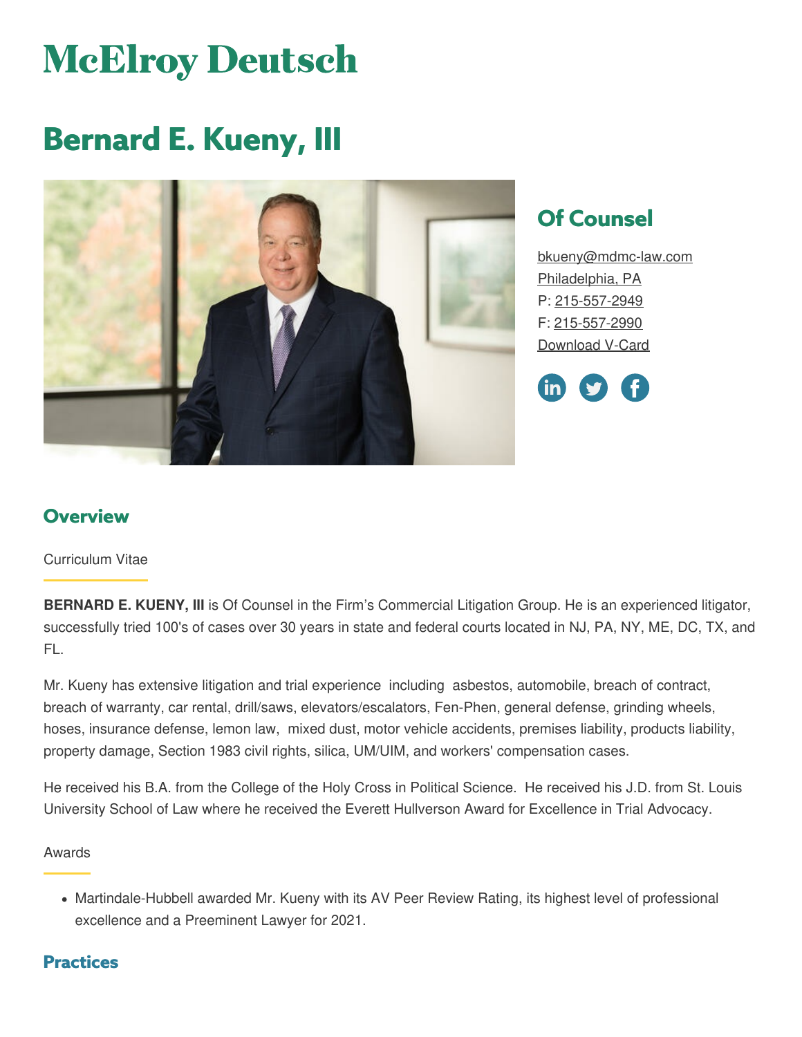# McElroy Deutsch

# Bernard E. Kueny, III

## Of Counsel

bkueny@mdmc-law.com
Philadelphia, PA
P: 215-557-2949
F: 215-557-2990
Download V-Card

## Overview

Curriculum Vitae

**BERNARD E. KUENY, III** is Of Counsel in the Firm's Commercial Litigation Group. He is an experienced litigator, successfully tried 100's of cases over 30 years in state and federal courts located in NJ, PA, NY, ME, DC, TX, and FL.

Mr. Kueny has extensive litigation and trial experience including asbestos, automobile, breach of contract, breach of warranty, car rental, drill/saws, elevators/escalators, Fen-Phen, general defense, grinding wheels, hoses, insurance defense, lemon law, mixed dust, motor vehicle accidents, premises liability, products liability, property damage, Section 1983 civil rights, silica, UM/UIM, and workers' compensation cases.

He received his B.A. from the College of the Holy Cross in Political Science. He received his J.D. from St. Louis University School of Law where he received the Everett Hullverson Award for Excellence in Trial Advocacy.

Awards

- Martindale-Hubbell awarded Mr. Kueny with its AV Peer Review Rating, its highest level of professional excellence and a Preeminent Lawyer for 2021.

## Practices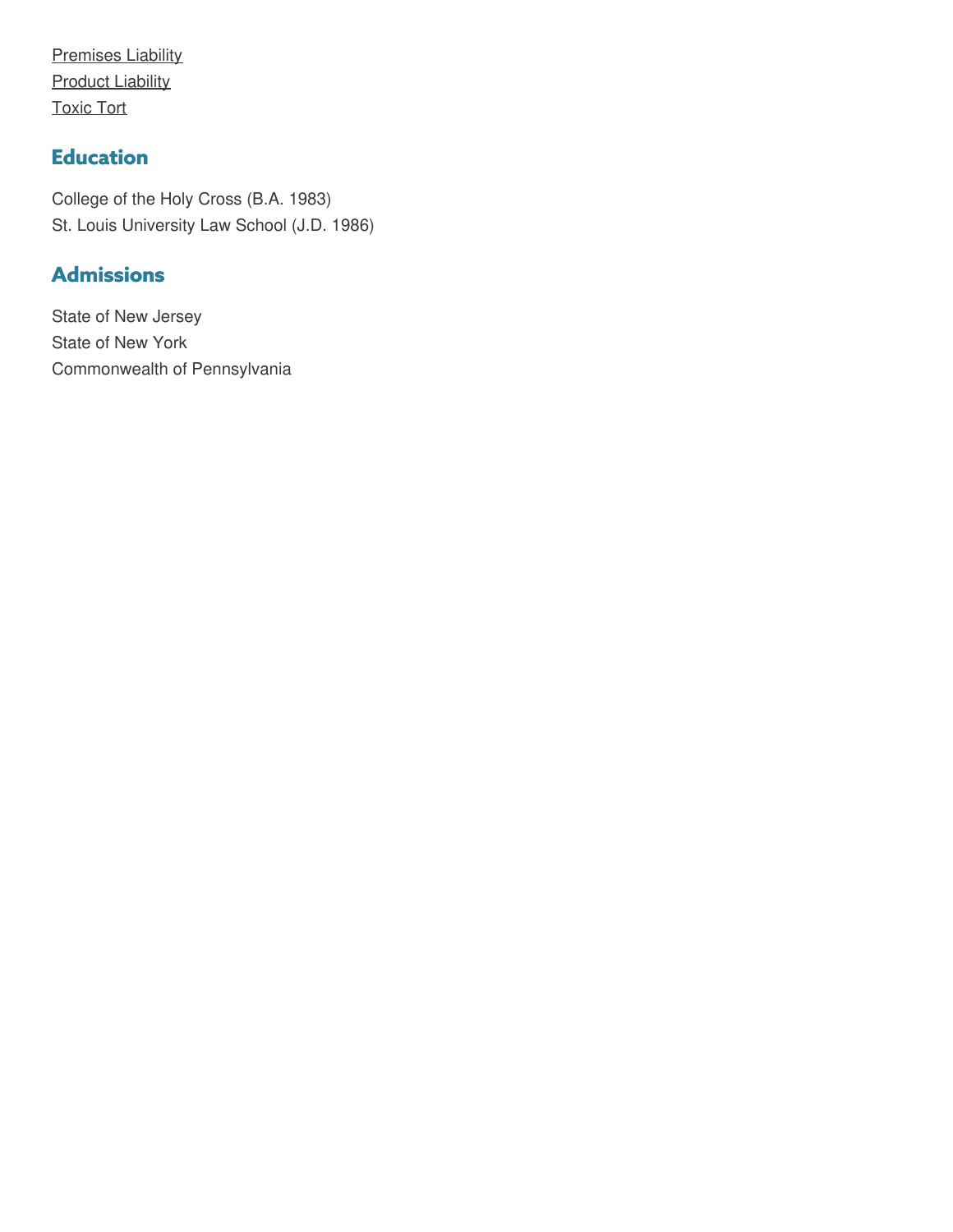[Premises Liability](#)
[Product Liability](#)
[Toxic Tort](#)

## Education

College of the Holy Cross (B.A. 1983)
St. Louis University Law School (J.D. 1986)

## Admissions

State of New Jersey
State of New York
Commonwealth of Pennsylvania